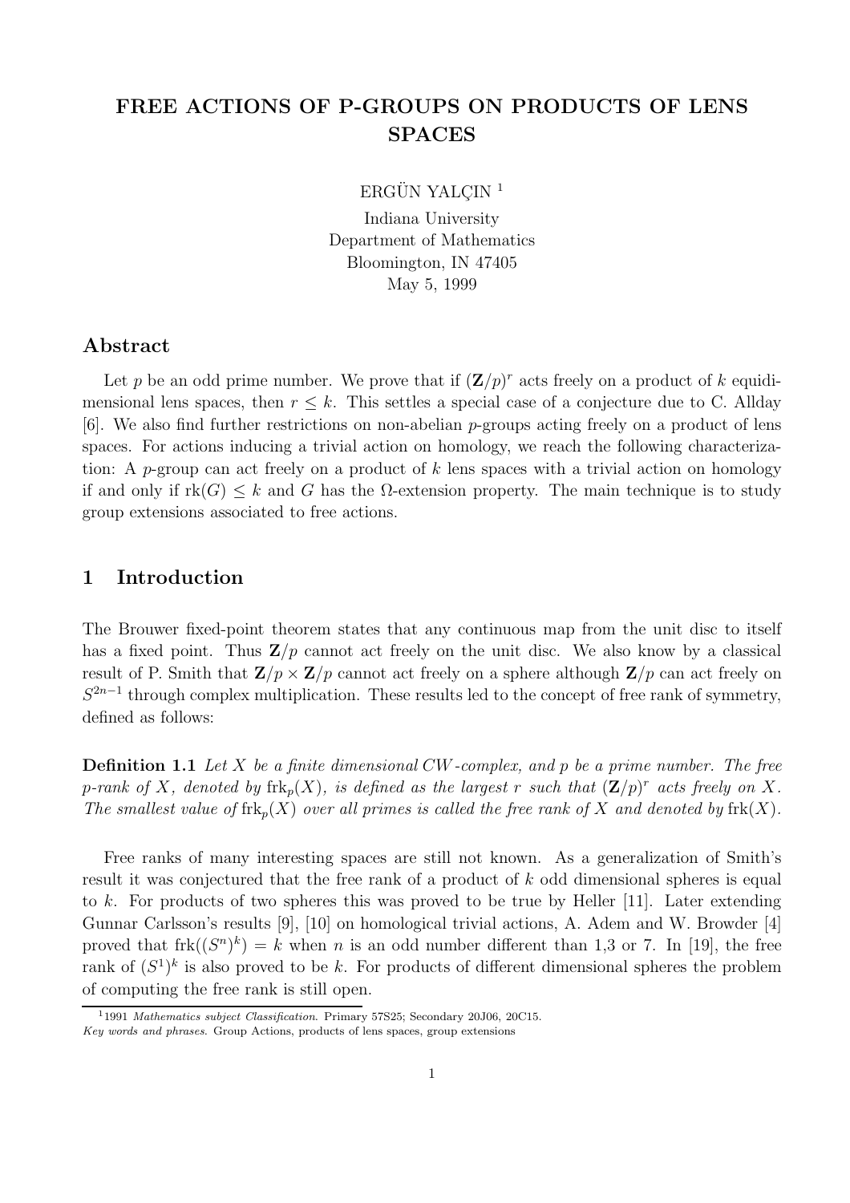# FREE ACTIONS OF P-GROUPS ON PRODUCTS OF LENS SPACES

ERGÜN YALÇIN [1]

Indiana University
Department of Mathematics
Bloomington, IN 47405
May 5, 1999

## Abstract

Let $p$ be an odd prime number. We prove that if $(\mathbf{Z}/p)^r$ acts freely on a product of $k$ equidimensional lens spaces, then $r \leq k$. This settles a special case of a conjecture due to C. Allday [6]. We also find further restrictions on non-abelian $p$-groups acting freely on a product of lens spaces. For actions inducing a trivial action on homology, we reach the following characterization: A $p$-group can act freely on a product of $k$ lens spaces with a trivial action on homology if and only if $\mathrm{rk}(G) \leq k$ and $G$ has the $\Omega$-extension property. The main technique is to study group extensions associated to free actions.

## 1 Introduction

The Brouwer fixed-point theorem states that any continuous map from the unit disc to itself has a fixed point. Thus $\mathbf{Z}/p$ cannot act freely on the unit disc. We also know by a classical result of P. Smith that $\mathbf{Z}/p \times \mathbf{Z}/p$ cannot act freely on a sphere although $\mathbf{Z}/p$ can act freely on $S^{2n-1}$ through complex multiplication. These results led to the concept of free rank of symmetry, defined as follows:

**Definition 1.1** *Let $X$ be a finite dimensional CW-complex, and $p$ be a prime number. The free $p$-rank of $X$, denoted by $\mathrm{frk}_p(X)$, is defined as the largest $r$ such that $(\mathbf{Z}/p)^r$ acts freely on $X$. The smallest value of $\mathrm{frk}_p(X)$ over all primes is called the free rank of $X$ and denoted by $\mathrm{frk}(X)$.*

Free ranks of many interesting spaces are still not known. As a generalization of Smith's result it was conjectured that the free rank of a product of $k$ odd dimensional spheres is equal to $k$. For products of two spheres this was proved to be true by Heller [11]. Later extending Gunnar Carlsson's results [9], [10] on homological trivial actions, A. Adem and W. Browder [4] proved that $\mathrm{frk}((S^n)^k) = k$ when $n$ is an odd number different than 1,3 or 7. In [19], the free rank of $(S^1)^k$ is also proved to be $k$. For products of different dimensional spheres the problem of computing the free rank is still open.

---

[1] 1991 *Mathematics subject Classification.* Primary 57S25; Secondary 20J06, 20C15.
*Key words and phrases.* Group Actions, products of lens spaces, group extensions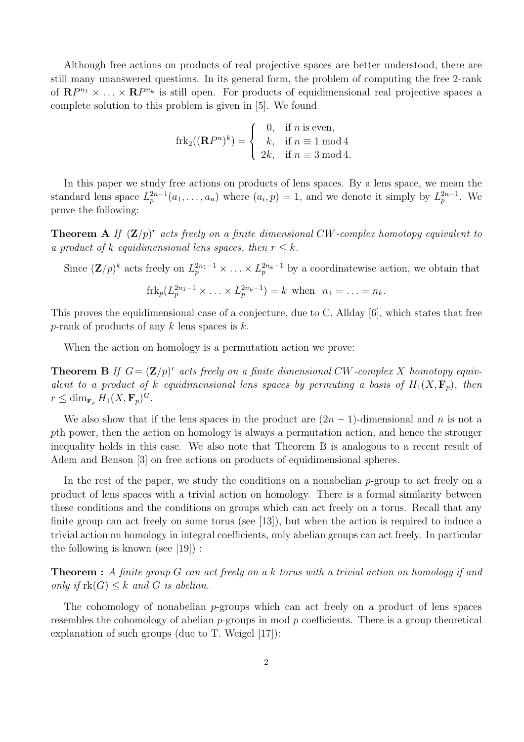Although free actions on products of real projective spaces are better understood, there are still many unanswered questions. In its general form, the problem of computing the free 2-rank of $\mathbf{R}P^{n_1} \times \ldots \times \mathbf{R}P^{n_k}$ is still open. For products of equidimensional real projective spaces a complete solution to this problem is given in [5]. We found

$$\operatorname{frk}_2((\mathbf{R}P^n)^k) = \begin{cases} 0, & \text{if } n \text{ is even,} \\ k, & \text{if } n \equiv 1 \bmod 4 \\ 2k, & \text{if } n \equiv 3 \bmod 4. \end{cases}$$

In this paper we study free actions on products of lens spaces. By a lens space, we mean the standard lens space $L_p^{2n-1}(a_1, \ldots, a_n)$ where $(a_i, p) = 1$, and we denote it simply by $L_p^{2n-1}$. We prove the following:

**Theorem A** *If $(\mathbf{Z}/p)^r$ acts freely on a finite dimensional CW-complex homotopy equivalent to a product of $k$ equidimensional lens spaces, then $r \leq k$.*

Since $(\mathbf{Z}/p)^k$ acts freely on $L_p^{2n_1-1} \times \ldots \times L_p^{2n_k-1}$ by a coordinatewise action, we obtain that

$$\operatorname{frk}_p(L_p^{2n_1-1} \times \ldots \times L_p^{2n_k-1}) = k \text{ when } n_1 = \ldots = n_k.$$

This proves the equidimensional case of a conjecture, due to C. Allday [6], which states that free $p$-rank of products of any $k$ lens spaces is $k$.

When the action on homology is a permutation action we prove:

**Theorem B** *If $G = (\mathbf{Z}/p)^r$ acts freely on a finite dimensional CW-complex $X$ homotopy equivalent to a product of $k$ equidimensional lens spaces by permuting a basis of $H_1(X, \mathbf{F}_p)$, then $r \leq \dim_{\mathbf{F}_p} H_1(X, \mathbf{F}_p)^G$.*

We also show that if the lens spaces in the product are $(2n-1)$-dimensional and $n$ is not a $p$th power, then the action on homology is always a permutation action, and hence the stronger inequality holds in this case. We also note that Theorem B is analogous to a recent result of Adem and Benson [3] on free actions on products of equidimensional spheres.

In the rest of the paper, we study the conditions on a nonabelian $p$-group to act freely on a product of lens spaces with a trivial action on homology. There is a formal similarity between these conditions and the conditions on groups which can act freely on a torus. Recall that any finite group can act freely on some torus (see [13]), but when the action is required to induce a trivial action on homology in integral coefficients, only abelian groups can act freely. In particular the following is known (see [19]) :

**Theorem :** *A finite group $G$ can act freely on a $k$ torus with a trivial action on homology if and only if $\operatorname{rk}(G) \leq k$ and $G$ is abelian.*

The cohomology of nonabelian $p$-groups which can act freely on a product of lens spaces resembles the cohomology of abelian $p$-groups in mod $p$ coefficients. There is a group theoretical explanation of such groups (due to T. Weigel [17]):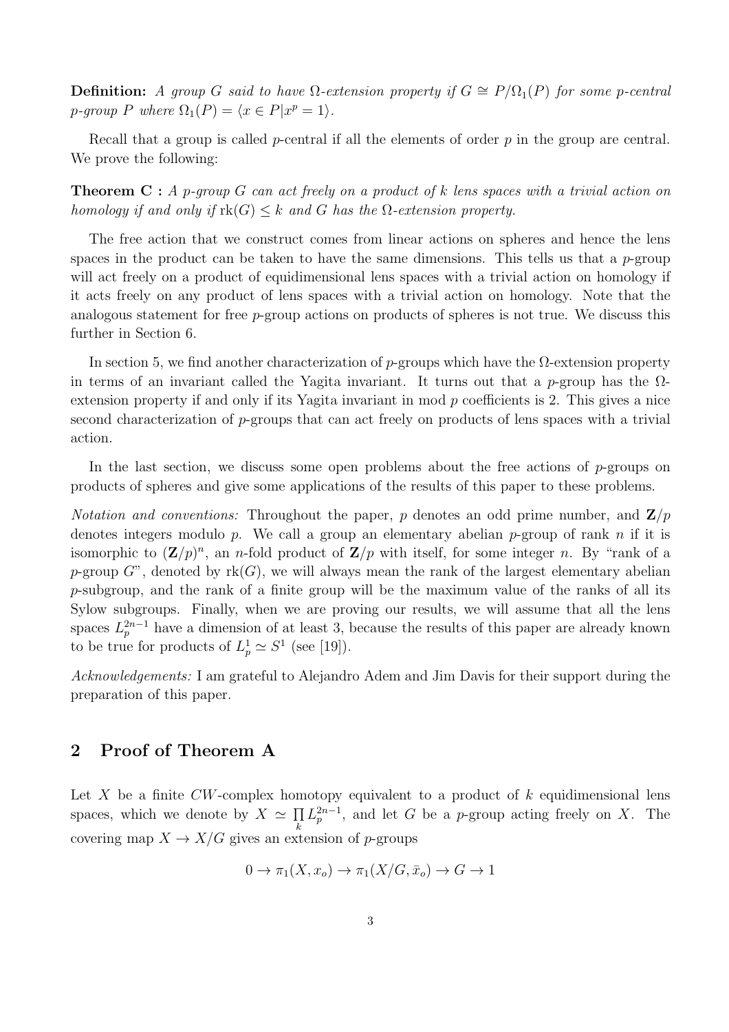**Definition:** *A group $G$ said to have $\Omega$-extension property if $G \cong P/\Omega_1(P)$ for some $p$-central $p$-group $P$ where $\Omega_1(P) = \langle x \in P | x^p = 1 \rangle$.*

Recall that a group is called $p$-central if all the elements of order $p$ in the group are central. We prove the following:

**Theorem C :** *A $p$-group $G$ can act freely on a product of $k$ lens spaces with a trivial action on homology if and only if $\mathrm{rk}(G) \leq k$ and $G$ has the $\Omega$-extension property.*

The free action that we construct comes from linear actions on spheres and hence the lens spaces in the product can be taken to have the same dimensions. This tells us that a $p$-group will act freely on a product of equidimensional lens spaces with a trivial action on homology if it acts freely on any product of lens spaces with a trivial action on homology. Note that the analogous statement for free $p$-group actions on products of spheres is not true. We discuss this further in Section 6.

In section 5, we find another characterization of $p$-groups which have the $\Omega$-extension property in terms of an invariant called the Yagita invariant. It turns out that a $p$-group has the $\Omega$-extension property if and only if its Yagita invariant in mod $p$ coefficients is 2. This gives a nice second characterization of $p$-groups that can act freely on products of lens spaces with a trivial action.

In the last section, we discuss some open problems about the free actions of $p$-groups on products of spheres and give some applications of the results of this paper to these problems.

*Notation and conventions:* Throughout the paper, $p$ denotes an odd prime number, and $\mathbf{Z}/p$ denotes integers modulo $p$. We call a group an elementary abelian $p$-group of rank $n$ if it is isomorphic to $(\mathbf{Z}/p)^n$, an $n$-fold product of $\mathbf{Z}/p$ with itself, for some integer $n$. By "rank of a $p$-group $G$", denoted by $\mathrm{rk}(G)$, we will always mean the rank of the largest elementary abelian $p$-subgroup, and the rank of a finite group will be the maximum value of the ranks of all its Sylow subgroups. Finally, when we are proving our results, we will assume that all the lens spaces $L_p^{2n-1}$ have a dimension of at least 3, because the results of this paper are already known to be true for products of $L_p^1 \simeq S^1$ (see [19]).

*Acknowledgements:* I am grateful to Alejandro Adem and Jim Davis for their support during the preparation of this paper.

## 2 Proof of Theorem A

Let $X$ be a finite $CW$-complex homotopy equivalent to a product of $k$ equidimensional lens spaces, which we denote by $X \simeq \prod_k L_p^{2n-1}$, and let $G$ be a $p$-group acting freely on $X$. The covering map $X \to X/G$ gives an extension of $p$-groups

$$0 \to \pi_1(X, x_o) \to \pi_1(X/G, \bar{x}_o) \to G \to 1$$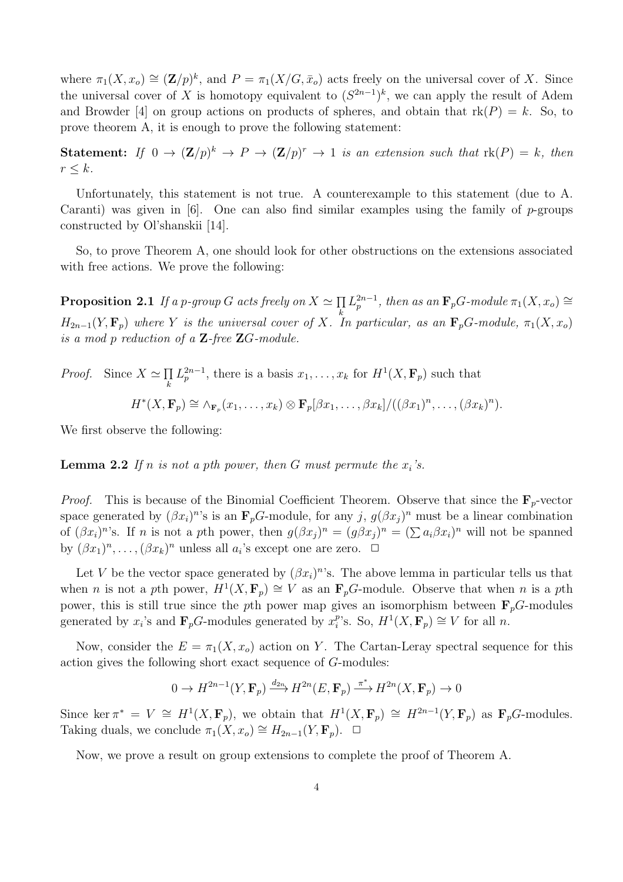where $\pi_1(X, x_o) \cong (\mathbf{Z}/p)^k$, and $P = \pi_1(X/G, \bar{x}_o)$ acts freely on the universal cover of $X$. Since the universal cover of $X$ is homotopy equivalent to $(S^{2n-1})^k$, we can apply the result of Adem and Browder [4] on group actions on products of spheres, and obtain that $\mathrm{rk}(P) = k$. So, to prove theorem A, it is enough to prove the following statement:

**Statement:** *If $0 \to (\mathbf{Z}/p)^k \to P \to (\mathbf{Z}/p)^r \to 1$ is an extension such that $\mathrm{rk}(P) = k$, then $r \leq k$.*

Unfortunately, this statement is not true. A counterexample to this statement (due to A. Caranti) was given in [6]. One can also find similar examples using the family of $p$-groups constructed by Ol'shanskii [14].

So, to prove Theorem A, one should look for other obstructions on the extensions associated with free actions. We prove the following:

**Proposition 2.1** *If a $p$-group $G$ acts freely on $X \simeq \prod_k L_p^{2n-1}$, then as an $\mathbf{F}_pG$-module $\pi_1(X, x_o) \cong H_{2n-1}(Y, \mathbf{F}_p)$ where $Y$ is the universal cover of $X$. In particular, as an $\mathbf{F}_pG$-module, $\pi_1(X, x_o)$ is a mod $p$ reduction of a $\mathbf{Z}$-free $\mathbf{Z}G$-module.*

*Proof.* Since $X \simeq \prod_k L_p^{2n-1}$, there is a basis $x_1, \ldots, x_k$ for $H^1(X, \mathbf{F}_p)$ such that

$$H^*(X, \mathbf{F}_p) \cong \wedge_{\mathbf{F}_p}(x_1, \ldots, x_k) \otimes \mathbf{F}_p[\beta x_1, \ldots, \beta x_k]/((\beta x_1)^n, \ldots, (\beta x_k)^n).$$

We first observe the following:

**Lemma 2.2** *If $n$ is not a pth power, then $G$ must permute the $x_i$'s.*

*Proof.* This is because of the Binomial Coefficient Theorem. Observe that since the $\mathbf{F}_p$-vector space generated by $(\beta x_i)^n$'s is an $\mathbf{F}_pG$-module, for any $j$, $g(\beta x_j)^n$ must be a linear combination of $(\beta x_i)^n$'s. If $n$ is not a $p$th power, then $g(\beta x_j)^n = (g\beta x_j)^n = (\sum a_i \beta x_i)^n$ will not be spanned by $(\beta x_1)^n, \ldots, (\beta x_k)^n$ unless all $a_i$'s except one are zero. $\square$

Let $V$ be the vector space generated by $(\beta x_i)^n$'s. The above lemma in particular tells us that when $n$ is not a $p$th power, $H^1(X, \mathbf{F}_p) \cong V$ as an $\mathbf{F}_pG$-module. Observe that when $n$ is a $p$th power, this is still true since the $p$th power map gives an isomorphism between $\mathbf{F}_pG$-modules generated by $x_i$'s and $\mathbf{F}_pG$-modules generated by $x_i^p$'s. So, $H^1(X, \mathbf{F}_p) \cong V$ for all $n$.

Now, consider the $E = \pi_1(X, x_o)$ action on $Y$. The Cartan-Leray spectral sequence for this action gives the following short exact sequence of $G$-modules:

$$0 \to H^{2n-1}(Y, \mathbf{F}_p) \xrightarrow{d_{2n}} H^{2n}(E, \mathbf{F}_p) \xrightarrow{\pi^*} H^{2n}(X, \mathbf{F}_p) \to 0$$

Since $\ker \pi^* = V \cong H^1(X, \mathbf{F}_p)$, we obtain that $H^1(X, \mathbf{F}_p) \cong H^{2n-1}(Y, \mathbf{F}_p)$ as $\mathbf{F}_pG$-modules. Taking duals, we conclude $\pi_1(X, x_o) \cong H_{2n-1}(Y, \mathbf{F}_p)$. $\square$

Now, we prove a result on group extensions to complete the proof of Theorem A.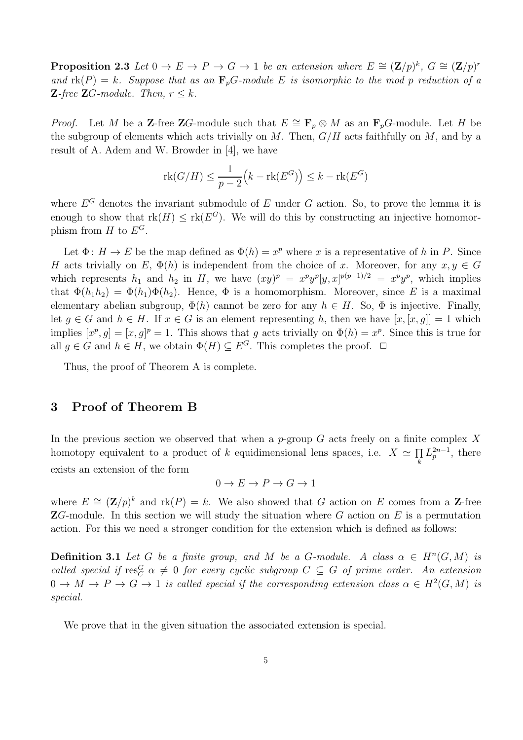**Proposition 2.3** *Let $0 \to E \to P \to G \to 1$ be an extension where $E \cong (\mathbf{Z}/p)^k$, $G \cong (\mathbf{Z}/p)^r$ and $\mathrm{rk}(P) = k$. Suppose that as an $\mathbf{F}_pG$-module $E$ is isomorphic to the mod $p$ reduction of a $\mathbf{Z}$-free $\mathbf{Z}G$-module. Then, $r \leq k$.*

*Proof.* Let $M$ be a $\mathbf{Z}$-free $\mathbf{Z}G$-module such that $E \cong \mathbf{F}_p \otimes M$ as an $\mathbf{F}_pG$-module. Let $H$ be the subgroup of elements which acts trivially on $M$. Then, $G/H$ acts faithfully on $M$, and by a result of A. Adem and W. Browder in [4], we have

$$\mathrm{rk}(G/H) \leq \frac{1}{p-2}\Big(k - \mathrm{rk}(E^G)\Big) \leq k - \mathrm{rk}(E^G)$$

where $E^G$ denotes the invariant submodule of $E$ under $G$ action. So, to prove the lemma it is enough to show that $\mathrm{rk}(H) \leq \mathrm{rk}(E^G)$. We will do this by constructing an injective homomorphism from $H$ to $E^G$.

Let $\Phi \colon H \to E$ be the map defined as $\Phi(h) = x^p$ where $x$ is a representative of $h$ in $P$. Since $H$ acts trivially on $E$, $\Phi(h)$ is independent from the choice of $x$. Moreover, for any $x, y \in G$ which represents $h_1$ and $h_2$ in $H$, we have $(xy)^p = x^py^p[y,x]^{p(p-1)/2} = x^py^p$, which implies that $\Phi(h_1h_2) = \Phi(h_1)\Phi(h_2)$. Hence, $\Phi$ is a homomorphism. Moreover, since $E$ is a maximal elementary abelian subgroup, $\Phi(h)$ cannot be zero for any $h \in H$. So, $\Phi$ is injective. Finally, let $g \in G$ and $h \in H$. If $x \in G$ is an element representing $h$, then we have $[x,[x,g]] = 1$ which implies $[x^p, g] = [x,g]^p = 1$. This shows that $g$ acts trivially on $\Phi(h) = x^p$. Since this is true for all $g \in G$ and $h \in H$, we obtain $\Phi(H) \subseteq E^G$. This completes the proof. $\square$

Thus, the proof of Theorem A is complete.

## 3 Proof of Theorem B

In the previous section we observed that when a $p$-group $G$ acts freely on a finite complex $X$ homotopy equivalent to a product of $k$ equidimensional lens spaces, i.e. $X \simeq \prod_k L_p^{2n-1}$, there exists an extension of the form

$$0 \to E \to P \to G \to 1$$

where $E \cong (\mathbf{Z}/p)^k$ and $\mathrm{rk}(P) = k$. We also showed that $G$ action on $E$ comes from a $\mathbf{Z}$-free $\mathbf{Z}G$-module. In this section we will study the situation where $G$ action on $E$ is a permutation action. For this we need a stronger condition for the extension which is defined as follows:

**Definition 3.1** *Let $G$ be a finite group, and $M$ be a $G$-module. A class $\alpha \in H^n(G, M)$ is called special if $\mathrm{res}^G_C \, \alpha \neq 0$ for every cyclic subgroup $C \subseteq G$ of prime order. An extension $0 \to M \to P \to G \to 1$ is called special if the corresponding extension class $\alpha \in H^2(G, M)$ is special.*

We prove that in the given situation the associated extension is special.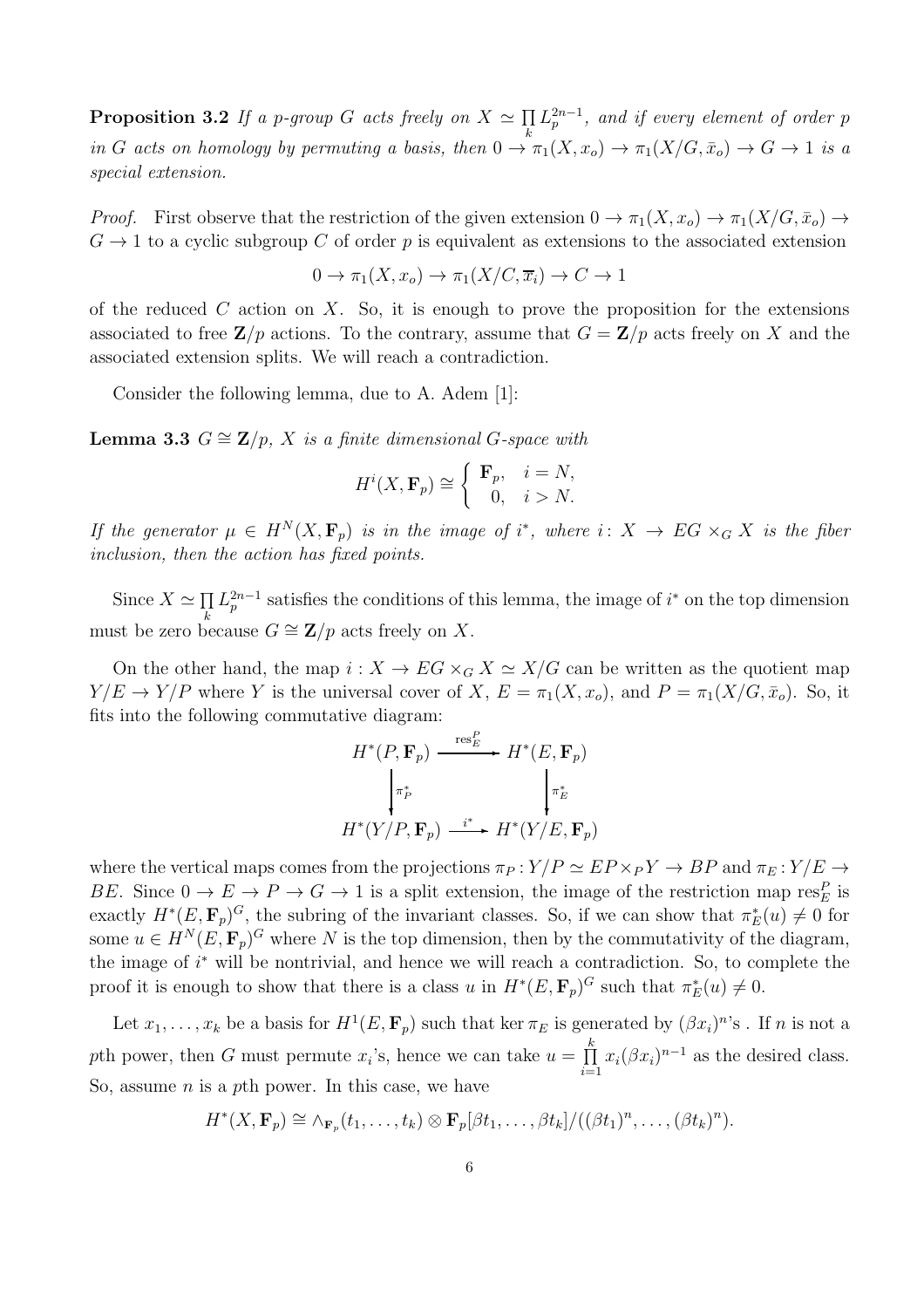**Proposition 3.2** *If a $p$-group $G$ acts freely on $X \simeq \prod_k L_p^{2n-1}$, and if every element of order $p$ in $G$ acts on homology by permuting a basis, then $0 \to \pi_1(X, x_o) \to \pi_1(X/G, \bar{x}_o) \to G \to 1$ is a special extension.*

*Proof.* First observe that the restriction of the given extension $0 \to \pi_1(X, x_o) \to \pi_1(X/G, \bar{x}_o) \to G \to 1$ to a cyclic subgroup $C$ of order $p$ is equivalent as extensions to the associated extension

$$0 \to \pi_1(X, x_o) \to \pi_1(X/C, \overline{x}_i) \to C \to 1$$

of the reduced $C$ action on $X$. So, it is enough to prove the proposition for the extensions associated to free $\mathbf{Z}/p$ actions. To the contrary, assume that $G = \mathbf{Z}/p$ acts freely on $X$ and the associated extension splits. We will reach a contradiction.

Consider the following lemma, due to A. Adem [1]:

**Lemma 3.3** *$G \cong \mathbf{Z}/p$, $X$ is a finite dimensional $G$-space with*

$$H^i(X, \mathbf{F}_p) \cong \begin{cases} \mathbf{F}_p, & i = N, \\ 0, & i > N. \end{cases}$$

*If the generator $\mu \in H^N(X, \mathbf{F}_p)$ is in the image of $i^*$, where $i \colon X \to EG \times_G X$ is the fiber inclusion, then the action has fixed points.*

Since $X \simeq \prod_k L_p^{2n-1}$ satisfies the conditions of this lemma, the image of $i^*$ on the top dimension must be zero because $G \cong \mathbf{Z}/p$ acts freely on $X$.

On the other hand, the map $i : X \to EG \times_G X \simeq X/G$ can be written as the quotient map $Y/E \to Y/P$ where $Y$ is the universal cover of $X$, $E = \pi_1(X, x_o)$, and $P = \pi_1(X/G, \bar{x}_o)$. So, it fits into the following commutative diagram:

$$\begin{array}{ccc} H^*(P, \mathbf{F}_p) & \xrightarrow{\operatorname{res}_E^P} & H^*(E, \mathbf{F}_p) \\ \big\downarrow \pi_P^* & & \big\downarrow \pi_E^* \\ H^*(Y/P, \mathbf{F}_p) & \xrightarrow{i^*} & H^*(Y/E, \mathbf{F}_p) \end{array}$$

where the vertical maps comes from the projections $\pi_P : Y/P \simeq EP \times_P Y \to BP$ and $\pi_E : Y/E \to BE$. Since $0 \to E \to P \to G \to 1$ is a split extension, the image of the restriction map $\operatorname{res}_E^P$ is exactly $H^*(E, \mathbf{F}_p)^G$, the subring of the invariant classes. So, if we can show that $\pi_E^*(u) \neq 0$ for some $u \in H^N(E, \mathbf{F}_p)^G$ where $N$ is the top dimension, then by the commutativity of the diagram, the image of $i^*$ will be nontrivial, and hence we will reach a contradiction. So, to complete the proof it is enough to show that there is a class $u$ in $H^*(E, \mathbf{F}_p)^G$ such that $\pi_E^*(u) \neq 0$.

Let $x_1, \ldots, x_k$ be a basis for $H^1(E, \mathbf{F}_p)$ such that $\ker \pi_E$ is generated by $(\beta x_i)^n$'s . If $n$ is not a $p$th power, then $G$ must permute $x_i$'s, hence we can take $u = \prod_{i=1}^k x_i (\beta x_i)^{n-1}$ as the desired class. So, assume $n$ is a $p$th power. In this case, we have

$$H^*(X, \mathbf{F}_p) \cong \wedge_{\mathbf{F}_p}(t_1, \ldots, t_k) \otimes \mathbf{F}_p[\beta t_1, \ldots, \beta t_k]/((\beta t_1)^n, \ldots, (\beta t_k)^n).$$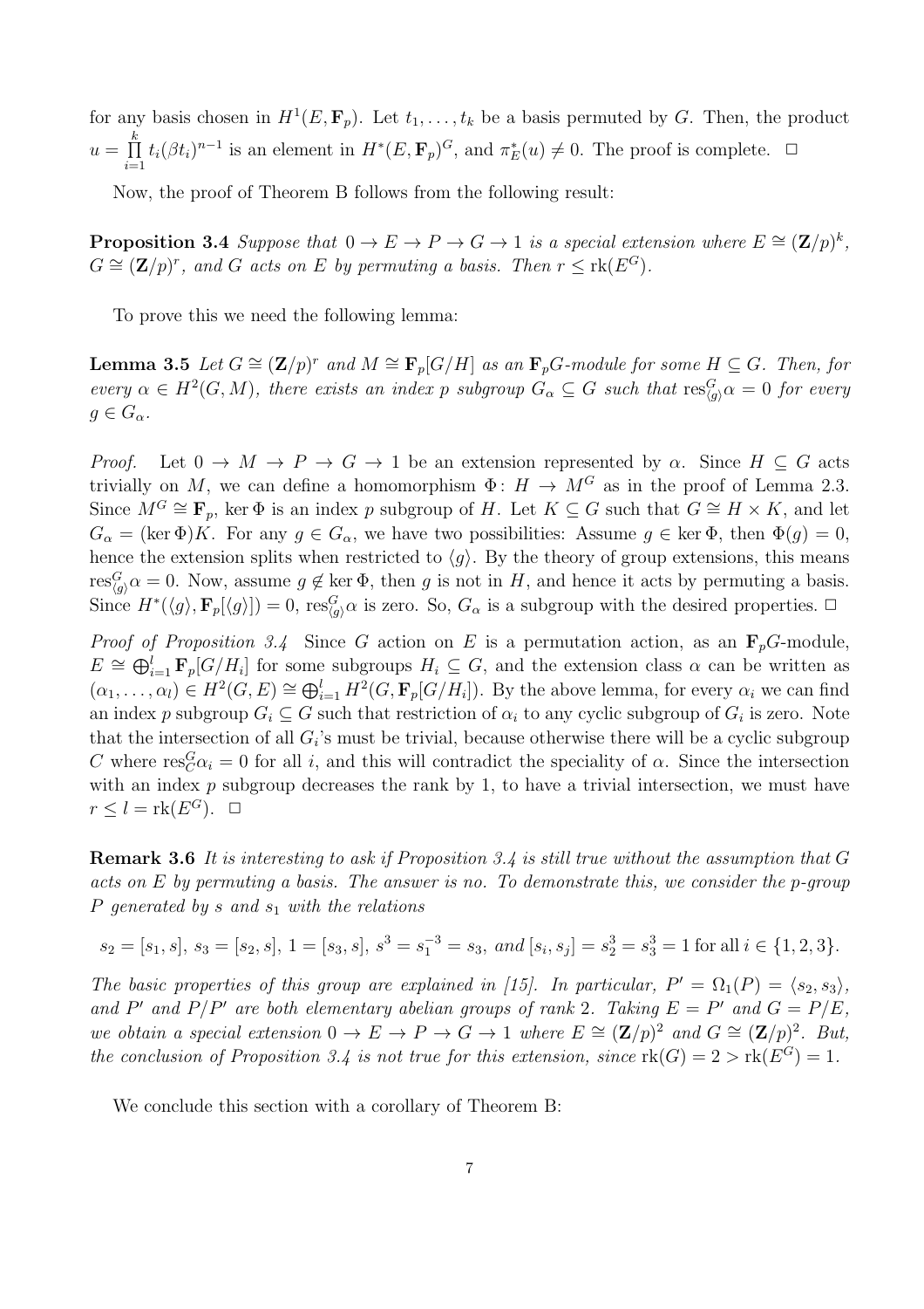for any basis chosen in $H^1(E, \mathbf{F}_p)$. Let $t_1, \dots, t_k$ be a basis permuted by $G$. Then, the product $u = \prod_{i=1}^{k} t_i(\beta t_i)^{n-1}$ is an element in $H^*(E, \mathbf{F}_p)^G$, and $\pi_E^*(u) \neq 0$. The proof is complete. $\square$

Now, the proof of Theorem B follows from the following result:

**Proposition 3.4** *Suppose that $0 \to E \to P \to G \to 1$ is a special extension where $E \cong (\mathbf{Z}/p)^k$, $G \cong (\mathbf{Z}/p)^r$, and $G$ acts on $E$ by permuting a basis. Then $r \leq \mathrm{rk}(E^G)$.*

To prove this we need the following lemma:

**Lemma 3.5** *Let $G \cong (\mathbf{Z}/p)^r$ and $M \cong \mathbf{F}_p[G/H]$ as an $\mathbf{F}_pG$-module for some $H \subseteq G$. Then, for every $\alpha \in H^2(G, M)$, there exists an index $p$ subgroup $G_\alpha \subseteq G$ such that $\mathrm{res}^G_{\langle g \rangle}\alpha = 0$ for every $g \in G_\alpha$.*

*Proof.* Let $0 \to M \to P \to G \to 1$ be an extension represented by $\alpha$. Since $H \subseteq G$ acts trivially on $M$, we can define a homomorphism $\Phi \colon H \to M^G$ as in the proof of Lemma 2.3. Since $M^G \cong \mathbf{F}_p$, $\ker \Phi$ is an index $p$ subgroup of $H$. Let $K \subseteq G$ such that $G \cong H \times K$, and let $G_\alpha = (\ker \Phi)K$. For any $g \in G_\alpha$, we have two possibilities: Assume $g \in \ker \Phi$, then $\Phi(g) = 0$, hence the extension splits when restricted to $\langle g \rangle$. By the theory of group extensions, this means $\mathrm{res}^G_{\langle g \rangle}\alpha = 0$. Now, assume $g \notin \ker \Phi$, then $g$ is not in $H$, and hence it acts by permuting a basis. Since $H^*(\langle g \rangle, \mathbf{F}_p[\langle g \rangle]) = 0$, $\mathrm{res}^G_{\langle g \rangle}\alpha$ is zero. So, $G_\alpha$ is a subgroup with the desired properties. $\square$

*Proof of Proposition 3.4* Since $G$ action on $E$ is a permutation action, as an $\mathbf{F}_pG$-module, $E \cong \bigoplus_{i=1}^{l} \mathbf{F}_p[G/H_i]$ for some subgroups $H_i \subseteq G$, and the extension class $\alpha$ can be written as $(\alpha_1, \dots, \alpha_l) \in H^2(G, E) \cong \bigoplus_{i=1}^{l} H^2(G, \mathbf{F}_p[G/H_i])$. By the above lemma, for every $\alpha_i$ we can find an index $p$ subgroup $G_i \subseteq G$ such that restriction of $\alpha_i$ to any cyclic subgroup of $G_i$ is zero. Note that the intersection of all $G_i$'s must be trivial, because otherwise there will be a cyclic subgroup $C$ where $\mathrm{res}^G_C \alpha_i = 0$ for all $i$, and this will contradict the speciality of $\alpha$. Since the intersection with an index $p$ subgroup decreases the rank by 1, to have a trivial intersection, we must have $r \leq l = \mathrm{rk}(E^G)$. $\square$

**Remark 3.6** *It is interesting to ask if Proposition 3.4 is still true without the assumption that $G$ acts on $E$ by permuting a basis. The answer is no. To demonstrate this, we consider the $p$-group $P$ generated by $s$ and $s_1$ with the relations*

$$s_2 = [s_1, s],\ s_3 = [s_2, s],\ 1 = [s_3, s],\ s^3 = s_1^{-3} = s_3,\ \textit{and}\ [s_i, s_j] = s_2^3 = s_3^3 = 1 \text{ for all } i \in \{1, 2, 3\}.$$

*The basic properties of this group are explained in [15]. In particular, $P' = \Omega_1(P) = \langle s_2, s_3 \rangle$, and $P'$ and $P/P'$ are both elementary abelian groups of rank 2. Taking $E = P'$ and $G = P/E$, we obtain a special extension $0 \to E \to P \to G \to 1$ where $E \cong (\mathbf{Z}/p)^2$ and $G \cong (\mathbf{Z}/p)^2$. But, the conclusion of Proposition 3.4 is not true for this extension, since $\mathrm{rk}(G) = 2 > \mathrm{rk}(E^G) = 1$.*

We conclude this section with a corollary of Theorem B: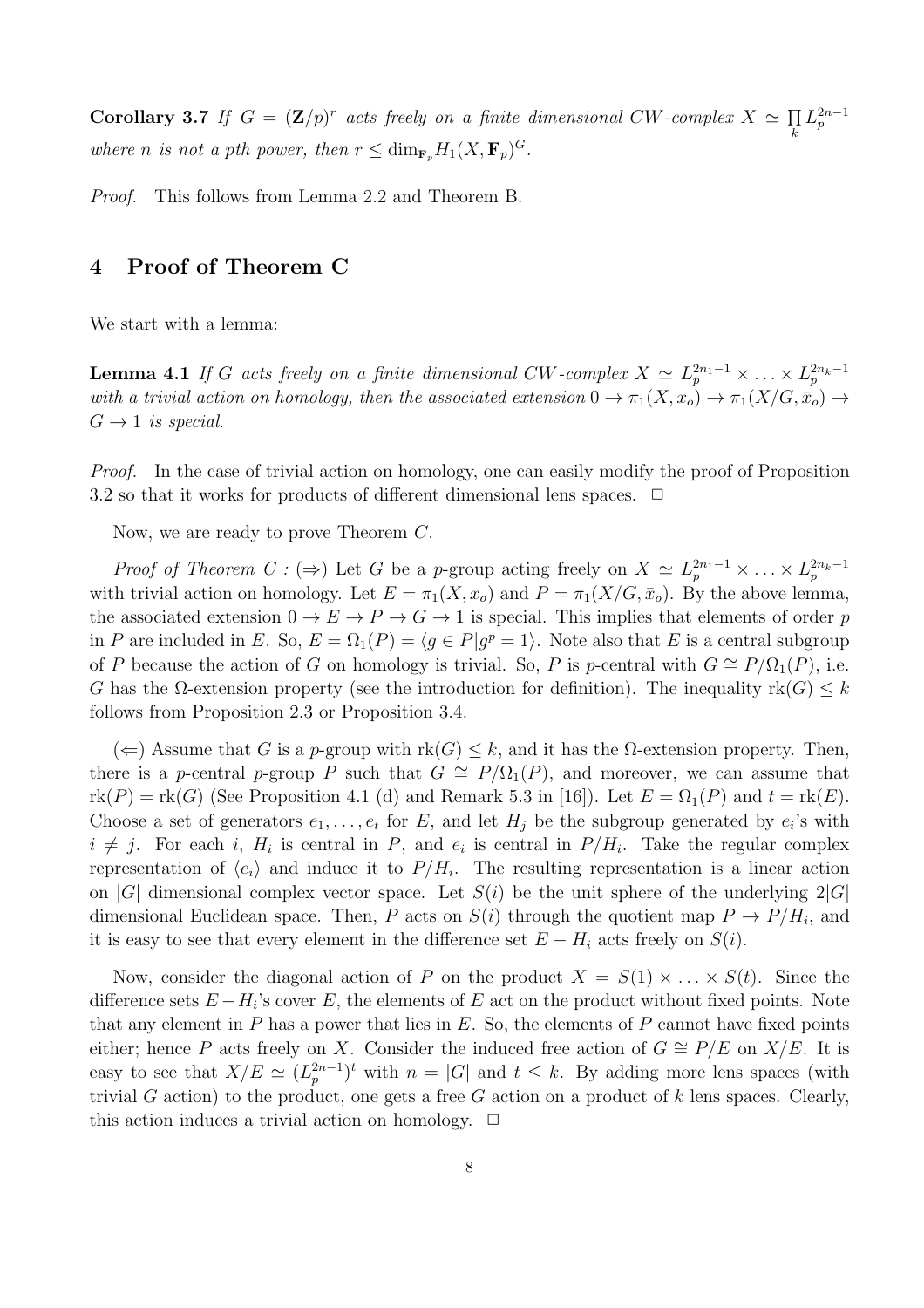**Corollary 3.7** *If $G = (\mathbf{Z}/p)^r$ acts freely on a finite dimensional CW-complex $X \simeq \prod_k L_p^{2n-1}$ where $n$ is not a pth power, then $r \leq \dim_{\mathbf{F}_p} H_1(X, \mathbf{F}_p)^G$.*

*Proof.* This follows from Lemma 2.2 and Theorem B.

## 4 Proof of Theorem C

We start with a lemma:

**Lemma 4.1** *If $G$ acts freely on a finite dimensional CW-complex $X \simeq L_p^{2n_1-1} \times \ldots \times L_p^{2n_k-1}$ with a trivial action on homology, then the associated extension $0 \to \pi_1(X, x_o) \to \pi_1(X/G, \bar{x}_o) \to G \to 1$ is special.*

*Proof.* In the case of trivial action on homology, one can easily modify the proof of Proposition 3.2 so that it works for products of different dimensional lens spaces. $\Box$

Now, we are ready to prove Theorem $C$.

*Proof of Theorem C :* ($\Rightarrow$) Let $G$ be a $p$-group acting freely on $X \simeq L_p^{2n_1-1} \times \ldots \times L_p^{2n_k-1}$ with trivial action on homology. Let $E = \pi_1(X, x_o)$ and $P = \pi_1(X/G, \bar{x}_o)$. By the above lemma, the associated extension $0 \to E \to P \to G \to 1$ is special. This implies that elements of order $p$ in $P$ are included in $E$. So, $E = \Omega_1(P) = \langle g \in P | g^p = 1 \rangle$. Note also that $E$ is a central subgroup of $P$ because the action of $G$ on homology is trivial. So, $P$ is $p$-central with $G \cong P/\Omega_1(P)$, i.e. $G$ has the $\Omega$-extension property (see the introduction for definition). The inequality $\text{rk}(G) \leq k$ follows from Proposition 2.3 or Proposition 3.4.

($\Leftarrow$) Assume that $G$ is a $p$-group with $\text{rk}(G) \leq k$, and it has the $\Omega$-extension property. Then, there is a $p$-central $p$-group $P$ such that $G \cong P/\Omega_1(P)$, and moreover, we can assume that $\text{rk}(P) = \text{rk}(G)$ (See Proposition 4.1 (d) and Remark 5.3 in [16]). Let $E = \Omega_1(P)$ and $t = \text{rk}(E)$. Choose a set of generators $e_1, \ldots, e_t$ for $E$, and let $H_j$ be the subgroup generated by $e_i$'s with $i \neq j$. For each $i$, $H_i$ is central in $P$, and $e_i$ is central in $P/H_i$. Take the regular complex representation of $\langle e_i \rangle$ and induce it to $P/H_i$. The resulting representation is a linear action on $|G|$ dimensional complex vector space. Let $S(i)$ be the unit sphere of the underlying $2|G|$ dimensional Euclidean space. Then, $P$ acts on $S(i)$ through the quotient map $P \to P/H_i$, and it is easy to see that every element in the difference set $E - H_i$ acts freely on $S(i)$.

Now, consider the diagonal action of $P$ on the product $X = S(1) \times \ldots \times S(t)$. Since the difference sets $E - H_i$'s cover $E$, the elements of $E$ act on the product without fixed points. Note that any element in $P$ has a power that lies in $E$. So, the elements of $P$ cannot have fixed points either; hence $P$ acts freely on $X$. Consider the induced free action of $G \cong P/E$ on $X/E$. It is easy to see that $X/E \simeq (L_p^{2n-1})^t$ with $n = |G|$ and $t \leq k$. By adding more lens spaces (with trivial $G$ action) to the product, one gets a free $G$ action on a product of $k$ lens spaces. Clearly, this action induces a trivial action on homology. $\Box$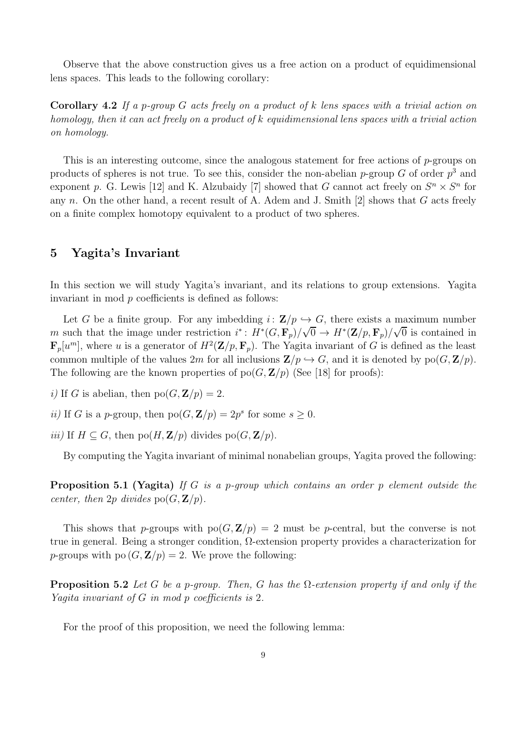Observe that the above construction gives us a free action on a product of equidimensional lens spaces. This leads to the following corollary:

**Corollary 4.2** *If a $p$-group $G$ acts freely on a product of $k$ lens spaces with a trivial action on homology, then it can act freely on a product of $k$ equidimensional lens spaces with a trivial action on homology.*

This is an interesting outcome, since the analogous statement for free actions of $p$-groups on products of spheres is not true. To see this, consider the non-abelian $p$-group $G$ of order $p^3$ and exponent $p$. G. Lewis [12] and K. Alzubaidy [7] showed that $G$ cannot act freely on $S^n \times S^n$ for any $n$. On the other hand, a recent result of A. Adem and J. Smith [2] shows that $G$ acts freely on a finite complex homotopy equivalent to a product of two spheres.

## 5 Yagita's Invariant

In this section we will study Yagita's invariant, and its relations to group extensions. Yagita invariant in mod $p$ coefficients is defined as follows:

Let $G$ be a finite group. For any imbedding $i\colon \mathbf{Z}/p \hookrightarrow G$, there exists a maximum number $m$ such that the image under restriction $i^*\colon H^*(G, \mathbf{F}_p)/\sqrt{0} \to H^*(\mathbf{Z}/p, \mathbf{F}_p)/\sqrt{0}$ is contained in $\mathbf{F}_p[u^m]$, where $u$ is a generator of $H^2(\mathbf{Z}/p, \mathbf{F}_p)$. The Yagita invariant of $G$ is defined as the least common multiple of the values $2m$ for all inclusions $\mathbf{Z}/p \hookrightarrow G$, and it is denoted by $\text{po}(G, \mathbf{Z}/p)$. The following are the known properties of $\text{po}(G, \mathbf{Z}/p)$ (See [18] for proofs):

*i)* If $G$ is abelian, then $\text{po}(G, \mathbf{Z}/p) = 2$.

*ii)* If $G$ is a $p$-group, then $\text{po}(G, \mathbf{Z}/p) = 2p^s$ for some $s \geq 0$.

*iii)* If $H \subseteq G$, then $\text{po}(H, \mathbf{Z}/p)$ divides $\text{po}(G, \mathbf{Z}/p)$.

By computing the Yagita invariant of minimal nonabelian groups, Yagita proved the following:

**Proposition 5.1 (Yagita)** *If $G$ is a $p$-group which contains an order $p$ element outside the center, then $2p$ divides $\text{po}(G, \mathbf{Z}/p)$.*

This shows that $p$-groups with $\text{po}(G, \mathbf{Z}/p) = 2$ must be $p$-central, but the converse is not true in general. Being a stronger condition, $\Omega$-extension property provides a characterization for $p$-groups with $\text{po}\,(G, \mathbf{Z}/p) = 2$. We prove the following:

**Proposition 5.2** *Let $G$ be a $p$-group. Then, $G$ has the $\Omega$-extension property if and only if the Yagita invariant of $G$ in mod $p$ coefficients is $2$.*

For the proof of this proposition, we need the following lemma: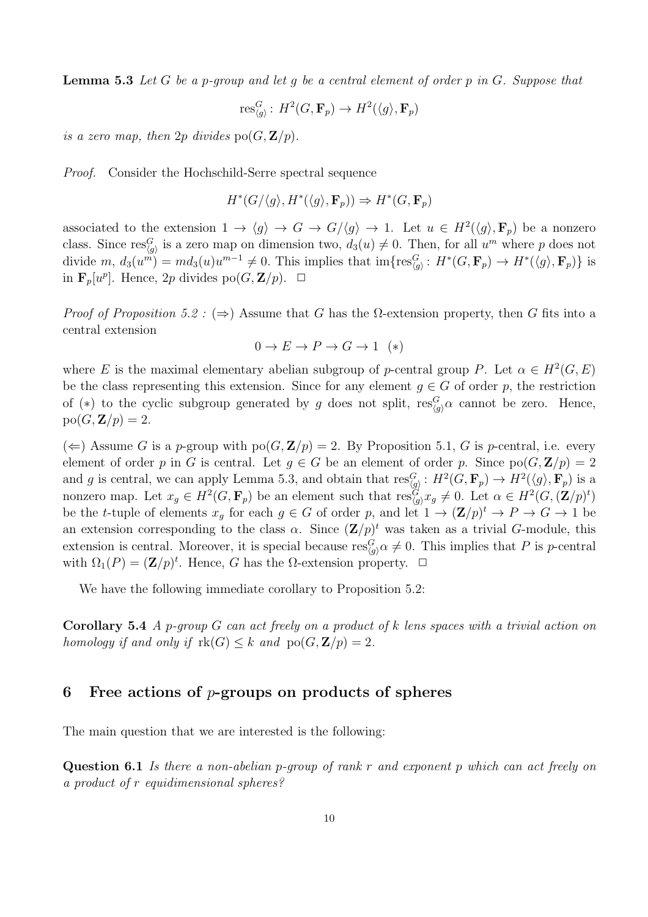**Lemma 5.3** *Let $G$ be a $p$-group and let $g$ be a central element of order $p$ in $G$. Suppose that*

$$\mathrm{res}^G_{\langle g \rangle} \colon H^2(G, \mathbf{F}_p) \to H^2(\langle g \rangle, \mathbf{F}_p)$$

*is a zero map, then $2p$ divides $\mathrm{po}(G, \mathbf{Z}/p)$.*

*Proof.* Consider the Hochschild-Serre spectral sequence

$$H^*(G/\langle g \rangle, H^*(\langle g \rangle, \mathbf{F}_p)) \Rightarrow H^*(G, \mathbf{F}_p)$$

associated to the extension $1 \to \langle g \rangle \to G \to G/\langle g \rangle \to 1$. Let $u \in H^2(\langle g \rangle, \mathbf{F}_p)$ be a nonzero class. Since $\mathrm{res}^G_{\langle g \rangle}$ is a zero map on dimension two, $d_3(u) \neq 0$. Then, for all $u^m$ where $p$ does not divide $m$, $d_3(u^m) = m d_3(u) u^{m-1} \neq 0$. This implies that $\mathrm{im}\{\mathrm{res}^G_{\langle g \rangle} \colon H^*(G, \mathbf{F}_p) \to H^*(\langle g \rangle, \mathbf{F}_p)\}$ is in $\mathbf{F}_p[u^p]$. Hence, $2p$ divides $\mathrm{po}(G, \mathbf{Z}/p)$. $\square$

*Proof of Proposition 5.2 :* ($\Rightarrow$) Assume that $G$ has the $\Omega$-extension property, then $G$ fits into a central extension

$$0 \to E \to P \to G \to 1 \quad (*)$$

where $E$ is the maximal elementary abelian subgroup of $p$-central group $P$. Let $\alpha \in H^2(G, E)$ be the class representing this extension. Since for any element $g \in G$ of order $p$, the restriction of $(*)$ to the cyclic subgroup generated by $g$ does not split, $\mathrm{res}^G_{\langle g \rangle} \alpha$ cannot be zero. Hence, $\mathrm{po}(G, \mathbf{Z}/p) = 2$.

($\Leftarrow$) Assume $G$ is a $p$-group with $\mathrm{po}(G, \mathbf{Z}/p) = 2$. By Proposition 5.1, $G$ is $p$-central, i.e. every element of order $p$ in $G$ is central. Let $g \in G$ be an element of order $p$. Since $\mathrm{po}(G, \mathbf{Z}/p) = 2$ and $g$ is central, we can apply Lemma 5.3, and obtain that $\mathrm{res}^G_{\langle g \rangle} \colon H^2(G, \mathbf{F}_p) \to H^2(\langle g \rangle, \mathbf{F}_p)$ is a nonzero map. Let $x_g \in H^2(G, \mathbf{F}_p)$ be an element such that $\mathrm{res}^G_{\langle g \rangle} x_g \neq 0$. Let $\alpha \in H^2(G, (\mathbf{Z}/p)^t)$ be the $t$-tuple of elements $x_g$ for each $g \in G$ of order $p$, and let $1 \to (\mathbf{Z}/p)^t \to P \to G \to 1$ be an extension corresponding to the class $\alpha$. Since $(\mathbf{Z}/p)^t$ was taken as a trivial $G$-module, this extension is central. Moreover, it is special because $\mathrm{res}^G_{\langle g \rangle} \alpha \neq 0$. This implies that $P$ is $p$-central with $\Omega_1(P) = (\mathbf{Z}/p)^t$. Hence, $G$ has the $\Omega$-extension property. $\square$

We have the following immediate corollary to Proposition 5.2:

**Corollary 5.4** *A $p$-group $G$ can act freely on a product of $k$ lens spaces with a trivial action on homology if and only if $\mathrm{rk}(G) \leq k$ and $\mathrm{po}(G, \mathbf{Z}/p) = 2$.*

## 6 Free actions of $p$-groups on products of spheres

The main question that we are interested is the following:

**Question 6.1** *Is there a non-abelian $p$-group of rank $r$ and exponent $p$ which can act freely on a product of $r$ equidimensional spheres?*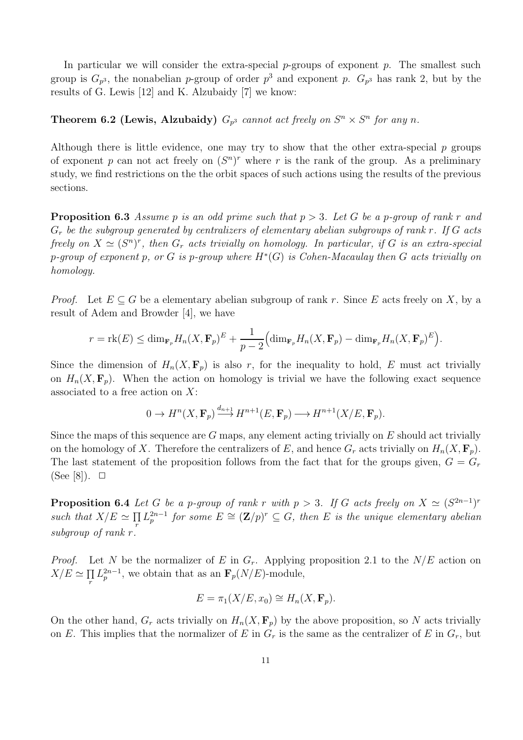In particular we will consider the extra-special $p$-groups of exponent $p$. The smallest such group is $G_{p^3}$, the nonabelian $p$-group of order $p^3$ and exponent $p$. $G_{p^3}$ has rank 2, but by the results of G. Lewis [12] and K. Alzubaidy [7] we know:

**Theorem 6.2 (Lewis, Alzubaidy)** *$G_{p^3}$ cannot act freely on $S^n \times S^n$ for any $n$.*

Although there is little evidence, one may try to show that the other extra-special $p$ groups of exponent $p$ can not act freely on $(S^n)^r$ where $r$ is the rank of the group. As a preliminary study, we find restrictions on the the orbit spaces of such actions using the results of the previous sections.

**Proposition 6.3** *Assume $p$ is an odd prime such that $p > 3$. Let $G$ be a $p$-group of rank $r$ and $G_r$ be the subgroup generated by centralizers of elementary abelian subgroups of rank $r$. If $G$ acts freely on $X \simeq (S^n)^r$, then $G_r$ acts trivially on homology. In particular, if $G$ is an extra-special $p$-group of exponent $p$, or $G$ is $p$-group where $H^*(G)$ is Cohen-Macaulay then $G$ acts trivially on homology.*

*Proof.* Let $E \subseteq G$ be a elementary abelian subgroup of rank $r$. Since $E$ acts freely on $X$, by a result of Adem and Browder [4], we have

$$r = \text{rk}(E) \leq \dim_{\mathbf{F}_p} H_n(X, \mathbf{F}_p)^E + \frac{1}{p-2}\Big(\dim_{\mathbf{F}_p} H_n(X, \mathbf{F}_p) - \dim_{\mathbf{F}_p} H_n(X, \mathbf{F}_p)^E\Big).$$

Since the dimension of $H_n(X, \mathbf{F}_p)$ is also $r$, for the inequality to hold, $E$ must act trivially on $H_n(X, \mathbf{F}_p)$. When the action on homology is trivial we have the following exact sequence associated to a free action on $X$:

$$0 \to H^n(X, \mathbf{F}_p) \xrightarrow{d_{n+1}} H^{n+1}(E, \mathbf{F}_p) \longrightarrow H^{n+1}(X/E, \mathbf{F}_p).$$

Since the maps of this sequence are $G$ maps, any element acting trivially on $E$ should act trivially on the homology of $X$. Therefore the centralizers of $E$, and hence $G_r$ acts trivially on $H_n(X, \mathbf{F}_p)$. The last statement of the proposition follows from the fact that for the groups given, $G = G_r$ (See [8]). $\square$

**Proposition 6.4** *Let $G$ be a $p$-group of rank $r$ with $p > 3$. If $G$ acts freely on $X \simeq (S^{2n-1})^r$ such that $X/E \simeq \prod_r L_p^{2n-1}$ for some $E \cong (\mathbf{Z}/p)^r \subseteq G$, then $E$ is the unique elementary abelian subgroup of rank $r$.*

*Proof.* Let $N$ be the normalizer of $E$ in $G_r$. Applying proposition 2.1 to the $N/E$ action on $X/E \simeq \prod_r L_p^{2n-1}$, we obtain that as an $\mathbf{F}_p(N/E)$-module,

$$E = \pi_1(X/E, x_0) \cong H_n(X, \mathbf{F}_p).$$

On the other hand, $G_r$ acts trivially on $H_n(X, \mathbf{F}_p)$ by the above proposition, so $N$ acts trivially on $E$. This implies that the normalizer of $E$ in $G_r$ is the same as the centralizer of $E$ in $G_r$, but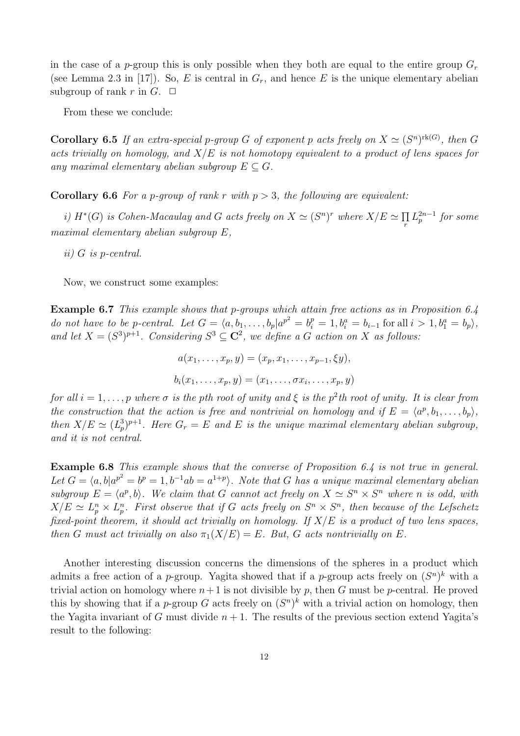in the case of a $p$-group this is only possible when they both are equal to the entire group $G_r$ (see Lemma 2.3 in [17]). So, $E$ is central in $G_r$, and hence $E$ is the unique elementary abelian subgroup of rank $r$ in $G$. $\square$

From these we conclude:

**Corollary 6.5** *If an extra-special $p$-group $G$ of exponent $p$ acts freely on $X \simeq (S^n)^{\mathrm{rk}(G)}$, then $G$ acts trivially on homology, and $X/E$ is not homotopy equivalent to a product of lens spaces for any maximal elementary abelian subgroup $E \subseteq G$.*

**Corollary 6.6** *For a $p$-group of rank $r$ with $p > 3$, the following are equivalent:*

*i) $H^*(G)$ is Cohen-Macaulay and $G$ acts freely on $X \simeq (S^n)^r$ where $X/E \simeq \prod_r L_p^{2n-1}$ for some maximal elementary abelian subgroup $E$,*

*ii) $G$ is $p$-central.*

Now, we construct some examples:

**Example 6.7** *This example shows that $p$-groups which attain free actions as in Proposition 6.4 do not have to be $p$-central. Let $G = \langle a, b_1, \ldots, b_p | a^{p^2} = b_i^p = 1, b_i^a = b_{i-1} \text{ for all } i > 1, b_1^a = b_p \rangle$, and let $X = (S^3)^{p+1}$. Considering $S^3 \subseteq \mathbf{C}^2$, we define a $G$ action on $X$ as follows:*

$$a(x_1, \ldots, x_p, y) = (x_p, x_1, \ldots, x_{p-1}, \xi y),$$

$$b_i(x_1, \ldots, x_p, y) = (x_1, \ldots, \sigma x_i, \ldots, x_p, y)$$

*for all $i = 1, \ldots, p$ where $\sigma$ is the $p$th root of unity and $\xi$ is the $p^2$th root of unity. It is clear from the construction that the action is free and nontrivial on homology and if $E = \langle a^p, b_1, \ldots, b_p \rangle$, then $X/E \simeq (L_p^3)^{p+1}$. Here $G_r = E$ and $E$ is the unique maximal elementary abelian subgroup, and it is not central.*

**Example 6.8** *This example shows that the converse of Proposition 6.4 is not true in general. Let $G = \langle a, b | a^{p^2} = b^p = 1, b^{-1}ab = a^{1+p} \rangle$. Note that $G$ has a unique maximal elementary abelian subgroup $E = \langle a^p, b \rangle$. We claim that $G$ cannot act freely on $X \simeq S^n \times S^n$ where $n$ is odd, with $X/E \simeq L_p^n \times L_p^n$. First observe that if $G$ acts freely on $S^n \times S^n$, then because of the Lefschetz fixed-point theorem, it should act trivially on homology. If $X/E$ is a product of two lens spaces, then $G$ must act trivially on also $\pi_1(X/E) = E$. But, $G$ acts nontrivially on $E$.*

Another interesting discussion concerns the dimensions of the spheres in a product which admits a free action of a $p$-group. Yagita showed that if a $p$-group acts freely on $(S^n)^k$ with a trivial action on homology where $n+1$ is not divisible by $p$, then $G$ must be $p$-central. He proved this by showing that if a $p$-group $G$ acts freely on $(S^n)^k$ with a trivial action on homology, then the Yagita invariant of $G$ must divide $n+1$. The results of the previous section extend Yagita's result to the following: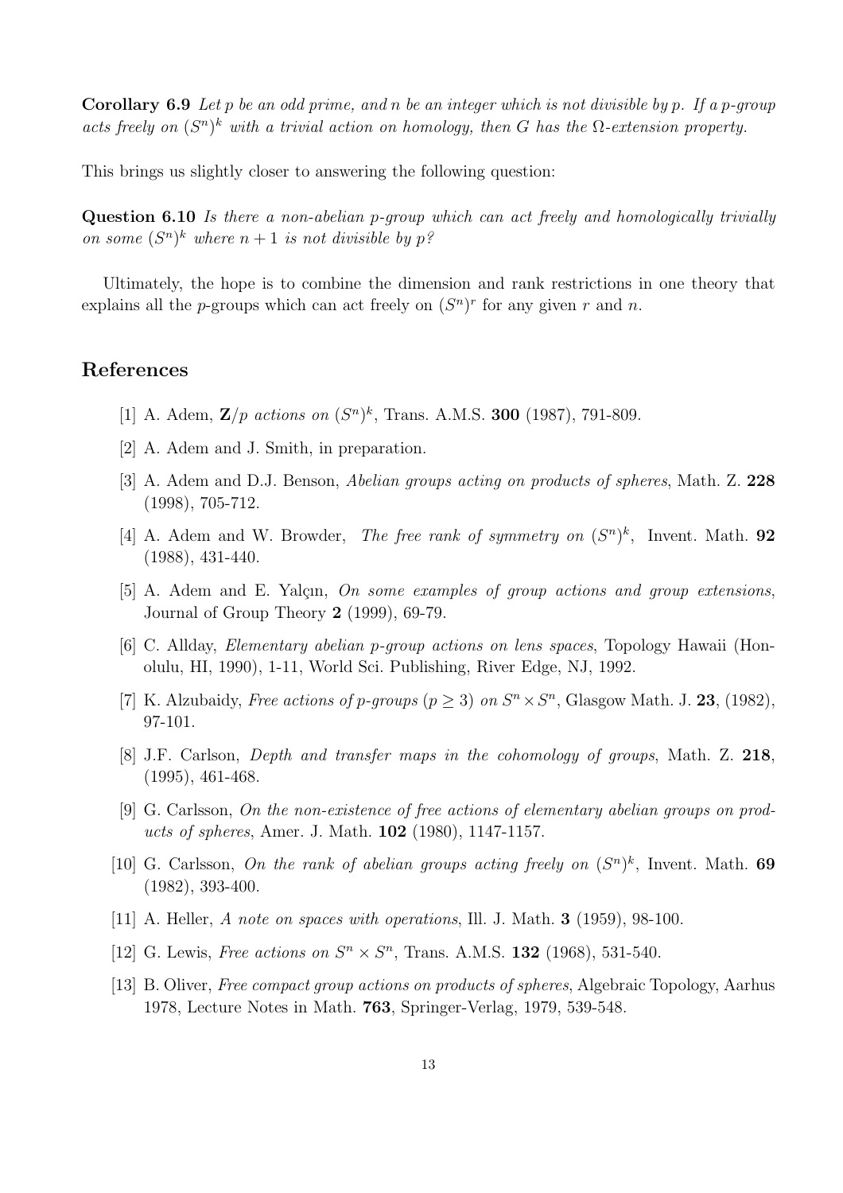**Corollary 6.9** *Let $p$ be an odd prime, and $n$ be an integer which is not divisible by $p$. If a $p$-group acts freely on $(S^n)^k$ with a trivial action on homology, then $G$ has the $\Omega$-extension property.*

This brings us slightly closer to answering the following question:

**Question 6.10** *Is there a non-abelian $p$-group which can act freely and homologically trivially on some $(S^n)^k$ where $n+1$ is not divisible by $p$?*

Ultimately, the hope is to combine the dimension and rank restrictions in one theory that explains all the $p$-groups which can act freely on $(S^n)^r$ for any given $r$ and $n$.

## References

[1] A. Adem, $\mathbf{Z}/p$ *actions on* $(S^n)^k$, Trans. A.M.S. **300** (1987), 791-809.

[2] A. Adem and J. Smith, in preparation.

[3] A. Adem and D.J. Benson, *Abelian groups acting on products of spheres*, Math. Z. **228** (1998), 705-712.

[4] A. Adem and W. Browder, *The free rank of symmetry on* $(S^n)^k$, Invent. Math. **92** (1988), 431-440.

[5] A. Adem and E. Yalçın, *On some examples of group actions and group extensions*, Journal of Group Theory **2** (1999), 69-79.

[6] C. Allday, *Elementary abelian p-group actions on lens spaces*, Topology Hawaii (Honolulu, HI, 1990), 1-11, World Sci. Publishing, River Edge, NJ, 1992.

[7] K. Alzubaidy, *Free actions of p-groups* ($p \geq 3$) *on* $S^n \times S^n$, Glasgow Math. J. **23**, (1982), 97-101.

[8] J.F. Carlson, *Depth and transfer maps in the cohomology of groups*, Math. Z. **218**, (1995), 461-468.

[9] G. Carlsson, *On the non-existence of free actions of elementary abelian groups on products of spheres*, Amer. J. Math. **102** (1980), 1147-1157.

[10] G. Carlsson, *On the rank of abelian groups acting freely on* $(S^n)^k$, Invent. Math. **69** (1982), 393-400.

[11] A. Heller, *A note on spaces with operations*, Ill. J. Math. **3** (1959), 98-100.

[12] G. Lewis, *Free actions on* $S^n \times S^n$, Trans. A.M.S. **132** (1968), 531-540.

[13] B. Oliver, *Free compact group actions on products of spheres*, Algebraic Topology, Aarhus 1978, Lecture Notes in Math. **763**, Springer-Verlag, 1979, 539-548.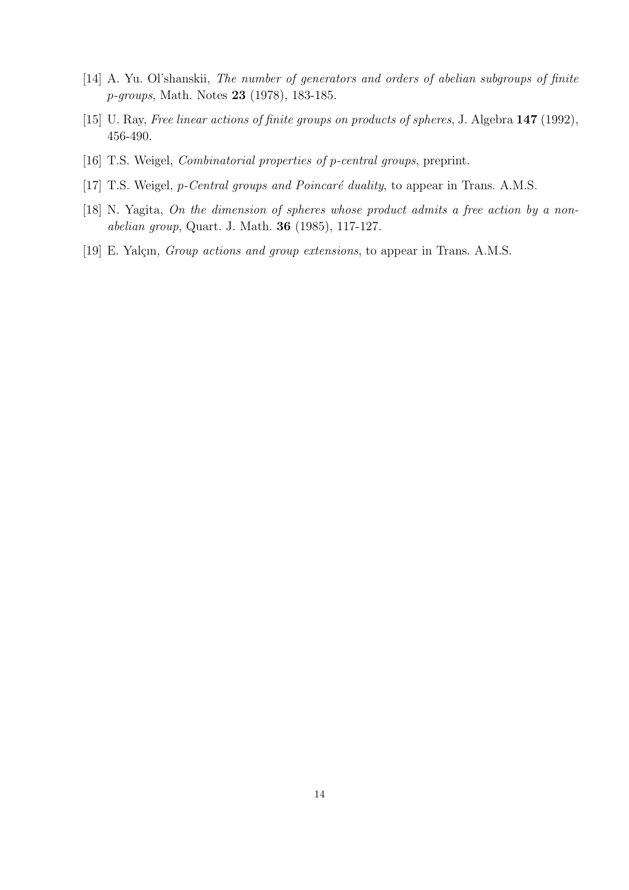[14] A. Yu. Ol'shanskii, *The number of generators and orders of abelian subgroups of finite p-groups*, Math. Notes **23** (1978), 183-185.

[15] U. Ray, *Free linear actions of finite groups on products of spheres*, J. Algebra **147** (1992), 456-490.

[16] T.S. Weigel, *Combinatorial properties of p-central groups*, preprint.

[17] T.S. Weigel, *p-Central groups and Poincaré duality*, to appear in Trans. A.M.S.

[18] N. Yagita, *On the dimension of spheres whose product admits a free action by a non-abelian group*, Quart. J. Math. **36** (1985), 117-127.

[19] E. Yalçın, *Group actions and group extensions*, to appear in Trans. A.M.S.